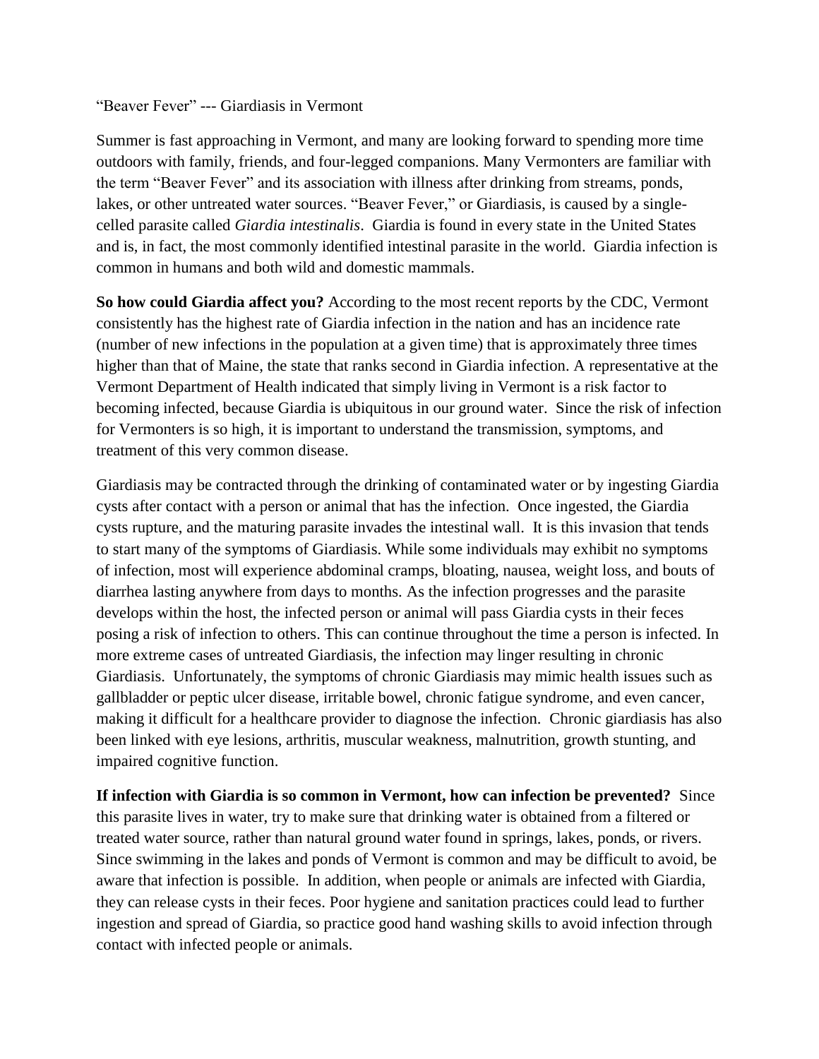# "Beaver Fever" --- Giardiasis in Vermont

Summer is fast approaching in Vermont, and many are looking forward to spending more time outdoors with family, friends, and four-legged companions. Many Vermonters are familiar with the term "Beaver Fever" and its association with illness after drinking from streams, ponds, lakes, or other untreated water sources. "Beaver Fever," or Giardiasis, is caused by a single-celled parasite called *Giardia intestinalis*. Giardia is found in every state in the United States and is, in fact, the most commonly identified intestinal parasite in the world. Giardia infection is common in humans and both wild and domestic mammals.

**So how could Giardia affect you?** According to the most recent reports by the CDC, Vermont consistently has the highest rate of Giardia infection in the nation and has an incidence rate (number of new infections in the population at a given time) that is approximately three times higher than that of Maine, the state that ranks second in Giardia infection. A representative at the Vermont Department of Health indicated that simply living in Vermont is a risk factor to becoming infected, because Giardia is ubiquitous in our ground water. Since the risk of infection for Vermonters is so high, it is important to understand the transmission, symptoms, and treatment of this very common disease.

Giardiasis may be contracted through the drinking of contaminated water or by ingesting Giardia cysts after contact with a person or animal that has the infection. Once ingested, the Giardia cysts rupture, and the maturing parasite invades the intestinal wall. It is this invasion that tends to start many of the symptoms of Giardiasis. While some individuals may exhibit no symptoms of infection, most will experience abdominal cramps, bloating, nausea, weight loss, and bouts of diarrhea lasting anywhere from days to months. As the infection progresses and the parasite develops within the host, the infected person or animal will pass Giardia cysts in their feces posing a risk of infection to others. This can continue throughout the time a person is infected. In more extreme cases of untreated Giardiasis, the infection may linger resulting in chronic Giardiasis. Unfortunately, the symptoms of chronic Giardiasis may mimic health issues such as gallbladder or peptic ulcer disease, irritable bowel, chronic fatigue syndrome, and even cancer, making it difficult for a healthcare provider to diagnose the infection. Chronic giardiasis has also been linked with eye lesions, arthritis, muscular weakness, malnutrition, growth stunting, and impaired cognitive function.

**If infection with Giardia is so common in Vermont, how can infection be prevented?** Since this parasite lives in water, try to make sure that drinking water is obtained from a filtered or treated water source, rather than natural ground water found in springs, lakes, ponds, or rivers. Since swimming in the lakes and ponds of Vermont is common and may be difficult to avoid, be aware that infection is possible. In addition, when people or animals are infected with Giardia, they can release cysts in their feces. Poor hygiene and sanitation practices could lead to further ingestion and spread of Giardia, so practice good hand washing skills to avoid infection through contact with infected people or animals.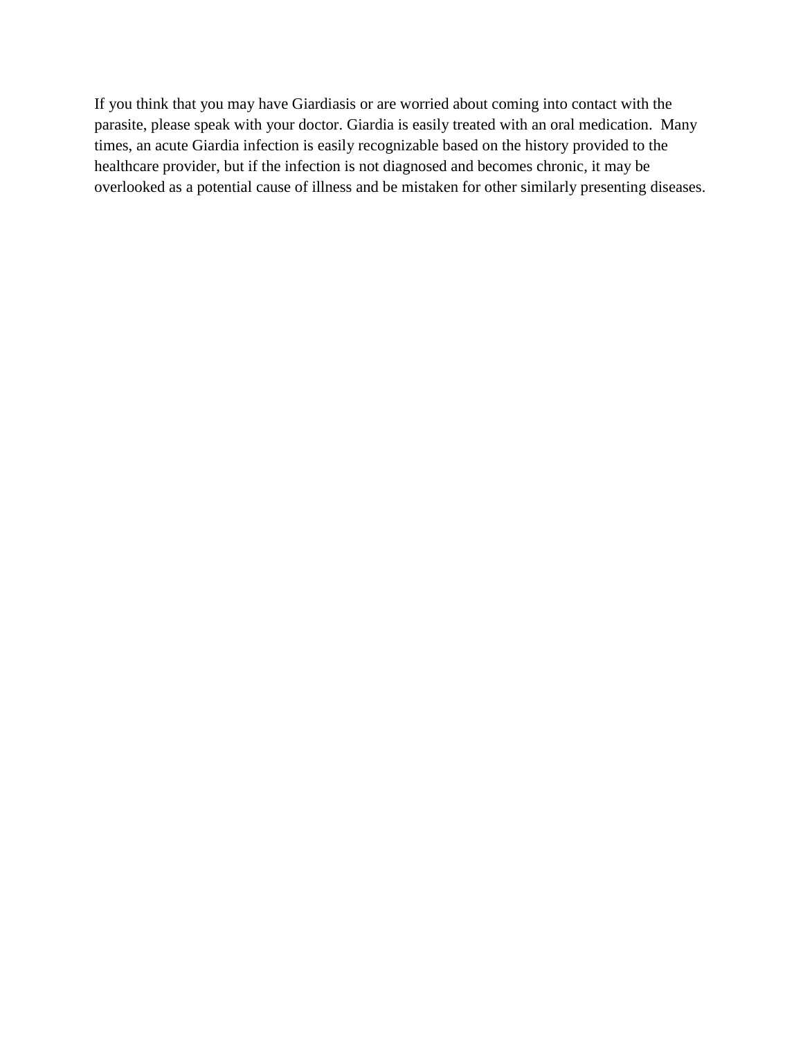If you think that you may have Giardiasis or are worried about coming into contact with the parasite, please speak with your doctor. Giardia is easily treated with an oral medication. Many times, an acute Giardia infection is easily recognizable based on the history provided to the healthcare provider, but if the infection is not diagnosed and becomes chronic, it may be overlooked as a potential cause of illness and be mistaken for other similarly presenting diseases.